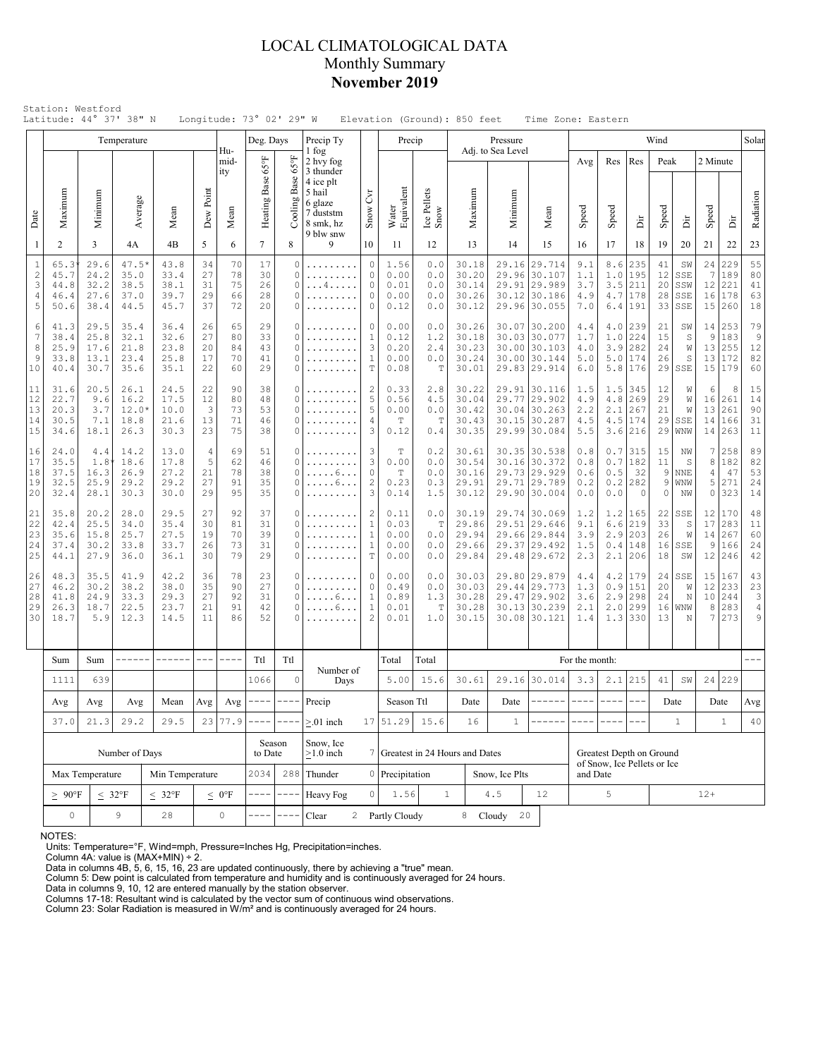# LOCAL CLIMATOLOGICAL DATA
## Monthly Summary
## November 2019

Station: Westford
Latitude: 44° 37' 38" N Longitude: 73° 02' 29" W Elevation (Ground): 850 feet Time Zone: Eastern

| Date | Temperature Maximum | Temperature Minimum | Temperature Average | Temperature Mean | Dew Point | Humidity Mean | Deg. Days Heating Base 65°F | Deg. Days Cooling Base 65°F | Precip Ty (1 fog, 2 hvy fog, 3 thunder, 4 ice plt, 5 hail, 6 glaze, 7 duststm, 8 smk, hz, 9 blw snw) | Snow Cvr | Precip Water Equivalent | Precip Ice Pellets Snow | Pressure Adj. to Sea Level Maximum | Pressure Minimum | Pressure Mean | Wind Avg Speed | Wind Res Speed | Wind Res Dir | Wind Peak Speed | Wind Peak Dir | Wind 2 Minute Speed | Wind 2 Minute Dir | Solar Radiation |
|---|---|---|---|---|---|---|---|---|---|---|---|---|---|---|---|---|---|---|---|---|---|---|---|
| 1 | 2 | 3 | 4A | 4B | 5 | 6 | 7 | 8 | 9 | 10 | 11 | 12 | 13 | 14 | 15 | 16 | 17 | 18 | 19 | 20 | 21 | 22 | 23 |
| 1 | 65.3* | 29.6 | 47.5* | 43.8 | 34 | 70 | 17 | 0 | ......... | 0 | 1.56 | 0.0 | 30.18 | 29.16 | 29.714 | 9.1 | 8.6 | 235 | 41 | SW | 24 | 229 | 55 |
| 2 | 45.7 | 24.2 | 35.0 | 33.4 | 27 | 78 | 30 | 0 | ......... | 0 | 0.00 | 0.0 | 30.20 | 29.96 | 30.107 | 1.1 | 1.0 | 195 | 12 | SSE | 7 | 189 | 80 |
| 3 | 44.8 | 32.2 | 38.5 | 38.1 | 31 | 75 | 26 | 0 | ....4..... | 0 | 0.01 | 0.0 | 30.14 | 29.91 | 29.989 | 3.7 | 3.5 | 211 | 20 | SSW | 12 | 221 | 41 |
| 4 | 46.4 | 27.6 | 37.0 | 39.7 | 29 | 66 | 28 | 0 | ......... | 0 | 0.00 | 0.0 | 30.26 | 30.12 | 30.186 | 4.9 | 4.7 | 178 | 28 | SSE | 16 | 178 | 63 |
| 5 | 50.6 | 38.4 | 44.5 | 45.7 | 37 | 72 | 20 | 0 | ......... | 0 | 0.12 | 0.0 | 30.12 | 29.96 | 30.055 | 7.0 | 6.4 | 191 | 33 | SSE | 15 | 260 | 18 |
| 6 | 41.3 | 29.5 | 35.4 | 36.4 | 26 | 65 | 29 | 0 | ......... | 0 | 0.00 | 0.0 | 30.26 | 30.07 | 30.200 | 4.4 | 4.0 | 239 | 21 | SW | 14 | 253 | 79 |
| 7 | 38.4 | 25.8 | 32.1 | 32.6 | 27 | 80 | 33 | 0 | ......... | 1 | 0.12 | 1.2 | 30.18 | 30.03 | 30.077 | 1.7 | 1.0 | 224 | 15 | S | 9 | 183 | 9 |
| 8 | 25.9 | 17.6 | 21.8 | 23.8 | 20 | 84 | 43 | 0 | ......... | 3 | 0.20 | 2.4 | 30.23 | 30.00 | 30.103 | 4.0 | 3.9 | 282 | 24 | W | 13 | 255 | 12 |
| 9 | 33.8 | 13.1 | 23.4 | 25.8 | 17 | 70 | 41 | 0 | ......... | 1 | 0.00 | 0.0 | 30.24 | 30.00 | 30.144 | 5.0 | 5.0 | 174 | 26 | S | 13 | 172 | 82 |
| 10 | 40.4 | 30.7 | 35.6 | 35.1 | 22 | 60 | 29 | 0 | ......... | T | 0.08 | T | 30.01 | 29.83 | 29.914 | 6.0 | 5.8 | 176 | 29 | SSE | 15 | 179 | 60 |
| 11 | 31.6 | 20.5 | 26.1 | 24.5 | 22 | 90 | 38 | 0 | ......... | 2 | 0.33 | 2.8 | 30.22 | 29.91 | 30.116 | 1.5 | 1.5 | 345 | 12 | W | 6 | 8 | 15 |
| 12 | 22.7 | 9.6 | 16.2 | 17.5 | 12 | 80 | 48 | 0 | ......... | 5 | 0.56 | 4.5 | 30.04 | 29.77 | 29.902 | 4.9 | 4.8 | 269 | 29 | W | 16 | 261 | 14 |
| 13 | 20.3 | 3.7 | 12.0* | 10.0 | 3 | 73 | 53 | 0 | ......... | 5 | 0.00 | 0.0 | 30.42 | 30.04 | 30.263 | 2.2 | 2.1 | 267 | 21 | W | 13 | 261 | 90 |
| 14 | 30.5 | 7.1 | 18.8 | 21.6 | 13 | 71 | 46 | 0 | ......... | 4 | T | T | 30.43 | 30.15 | 30.287 | 4.5 | 4.5 | 174 | 29 | SSE | 14 | 166 | 31 |
| 15 | 34.6 | 18.1 | 26.3 | 30.3 | 23 | 75 | 38 | 0 | ......... | 3 | 0.12 | 0.4 | 30.35 | 29.99 | 30.084 | 5.5 | 3.6 | 216 | 29 | WNW | 14 | 263 | 11 |
| 16 | 24.0 | 4.4 | 14.2 | 13.0 | 4 | 69 | 51 | 0 | ......... | 3 | T | 0.2 | 30.61 | 30.35 | 30.538 | 0.8 | 0.7 | 315 | 15 | NW | 7 | 258 | 89 |
| 17 | 35.5 | 1.8* | 18.6 | 17.8 | 5 | 62 | 46 | 0 | ......... | 3 | 0.00 | 0.0 | 30.54 | 30.16 | 30.372 | 0.8 | 0.7 | 182 | 11 | S | 8 | 182 | 82 |
| 18 | 37.5 | 16.3 | 26.9 | 27.2 | 21 | 78 | 38 | 0 | .....6.... | 0 | T | 0.0 | 30.16 | 29.73 | 29.929 | 0.6 | 0.5 | 32 | 9 | NNE | 4 | 47 | 53 |
| 19 | 32.5 | 25.9 | 29.2 | 29.2 | 27 | 91 | 35 | 0 | .....6.... | 2 | 0.23 | 0.3 | 29.91 | 29.71 | 29.789 | 0.2 | 0.2 | 282 | 9 | WNW | 5 | 271 | 24 |
| 20 | 32.4 | 28.1 | 30.3 | 30.0 | 29 | 95 | 35 | 0 | ......... | 3 | 0.14 | 1.5 | 30.12 | 29.90 | 30.004 | 0.0 | 0.0 | 0 | 0 | NW | 0 | 323 | 14 |
| 21 | 35.8 | 20.2 | 28.0 | 29.5 | 27 | 92 | 37 | 0 | ......... | 2 | 0.11 | 0.0 | 30.19 | 29.74 | 30.069 | 1.2 | 1.2 | 165 | 22 | SSE | 12 | 170 | 48 |
| 22 | 42.4 | 25.5 | 34.0 | 35.4 | 30 | 81 | 31 | 0 | ......... | 1 | 0.03 | T | 29.86 | 29.51 | 29.646 | 9.1 | 6.6 | 219 | 33 | S | 17 | 283 | 11 |
| 23 | 35.6 | 15.8 | 25.7 | 27.5 | 19 | 70 | 39 | 0 | ......... | 1 | 0.00 | 0.0 | 29.94 | 29.66 | 29.844 | 3.9 | 2.9 | 203 | 26 | W | 14 | 267 | 60 |
| 24 | 37.4 | 30.2 | 33.8 | 33.7 | 26 | 73 | 31 | 0 | ......... | 1 | 0.00 | 0.0 | 29.66 | 29.37 | 29.492 | 1.5 | 0.4 | 148 | 16 | SSE | 9 | 166 | 24 |
| 25 | 44.1 | 27.9 | 36.0 | 36.1 | 30 | 79 | 29 | 0 | ......... | T | 0.00 | 0.0 | 29.84 | 29.48 | 29.672 | 2.3 | 2.1 | 206 | 18 | SW | 12 | 246 | 42 |
| 26 | 48.3 | 35.5 | 41.9 | 42.2 | 36 | 78 | 23 | 0 | ......... | 0 | 0.00 | 0.0 | 30.03 | 29.80 | 29.879 | 4.4 | 4.2 | 179 | 24 | SSE | 15 | 167 | 43 |
| 27 | 46.2 | 30.2 | 38.2 | 38.0 | 35 | 90 | 27 | 0 | ......... | 0 | 0.49 | 0.0 | 30.03 | 29.44 | 29.773 | 1.3 | 0.9 | 151 | 20 | W | 12 | 233 | 23 |
| 28 | 41.8 | 24.9 | 33.3 | 29.3 | 27 | 92 | 31 | 0 | .....6.... | 1 | 0.89 | 1.3 | 30.28 | 29.47 | 29.902 | 3.6 | 2.9 | 298 | 24 | N | 10 | 244 | 3 |
| 29 | 26.3 | 18.7 | 22.5 | 23.7 | 21 | 91 | 42 | 0 | .....6.... | 1 | 0.01 | T | 30.28 | 30.13 | 30.239 | 2.1 | 2.0 | 299 | 16 | WNW | 8 | 283 | 4 |
| 30 | 18.7 | 5.9 | 12.3 | 14.5 | 11 | 86 | 52 | 0 | ......... | 2 | 0.01 | 1.0 | 30.15 | 30.08 | 30.121 | 1.4 | 1.3 | 330 | 13 | N | 7 | 273 | 9 |

| Sum | Sum | ------ | ------ | --- | ---- | Ttl | Ttl | Number of Days | | Total | Total | For the month: | | | | | | | | | | | --- |
|---|---|---|---|---|---|---|---|---|---|---|---|---|---|---|---|---|---|---|---|---|---|---|---|
| 1111 | 639 | | | | | 1066 | 0 | | | 5.00 | 15.6 | 30.61 | 29.16 | 30.014 | 3.3 | 2.1 | 215 | 41 | SW | 24 | 229 | | |
| Avg | Avg | Avg | Mean | Avg | Avg | ---- | ---- | Precip | | Season Ttl | | Date | Date | ------ | ---- | ---- | --- | Date | | Date | | Avg | |
| 37.0 | 21.3 | 29.2 | 29.5 | 23 | 77.9 | ---- | ---- | ≥.01 inch | 17 | 51.29 | 15.6 | 16 | 1 | ------ | ---- | ---- | --- | 1 | | 1 | | 40 | |

| Number of Days | | | | Season to Date | | Snow, Ice ≥1.0 inch | 7 | Greatest in 24 Hours and Dates | | | | Greatest Depth on Ground of Snow, Ice Pellets or Ice and Date | |
|---|---|---|---|---|---|---|---|---|---|---|---|---|---|
| Max Temperature | | Min Temperature | | 2034 | 288 | Thunder | 0 | Precipitation | | Snow, Ice Plts | | | |
| ≥ 90°F | ≤ 32°F | ≤ 32°F | ≤ 0°F | ---- | ---- | Heavy Fog | 0 | 1.56 | 1 | 4.5 | 12 | 5 | 12+ |
| 0 | 9 | 28 | 0 | ---- | ---- | Clear | 2 | Partly Cloudy | 8 | Cloudy | 20 | | |

NOTES:
Units: Temperature=°F, Wind=mph, Pressure=Inches Hg, Precipitation=inches.
Column 4A: value is (MAX+MIN) ÷ 2.
Data in columns 4B, 5, 6, 15, 16, 23 are updated continuously, there by achieving a "true" mean.
Column 5: Dew point is calculated from temperature and humidity and is continuously averaged for 24 hours.
Data in columns 9, 10, 12 are entered manually by the station observer.
Columns 17-18: Resultant wind is calculated by the vector sum of continuous wind observations.
Column 23: Solar Radiation is measured in W/m² and is continuously averaged for 24 hours.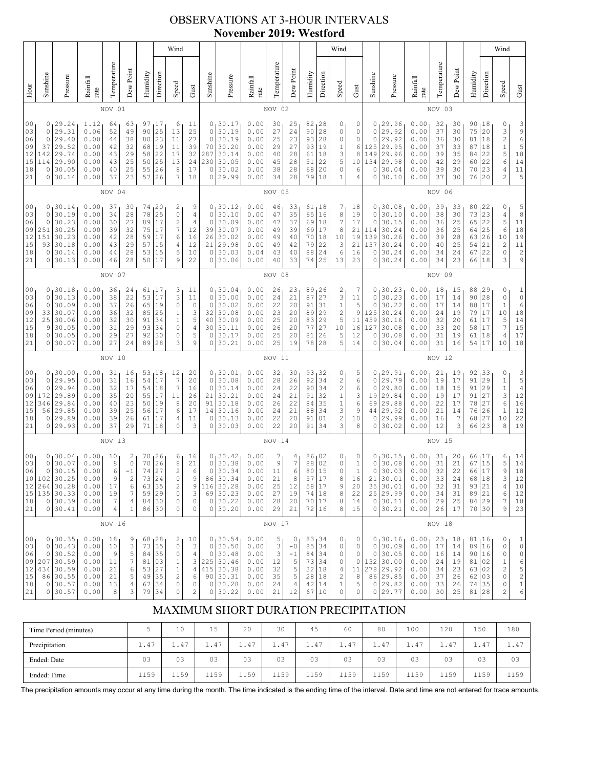# OBSERVATIONS AT 3-HOUR INTERVALS
## November 2019: Westford

| Hour | Sunshine | Pressure | Rainfall rate | Temperature | Dew Point | Humidity | Wind Direction | Wind Speed | Wind Gust | Sunshine | Pressure | Rainfall rate | Temperature | Dew Point | Humidity | Wind Direction | Wind Speed | Wind Gust | Sunshine | Pressure | Rainfall rate | Temperature | Dew Point | Humidity | Wind Direction | Wind Speed | Wind Gust |
|---|---|---|---|---|---|---|---|---|---|---|---|---|---|---|---|---|---|---|---|---|---|---|---|---|---|---|---|
| | NOV 01 | | | | | | | | | NOV 02 | | | | | | | | | NOV 03 | | | | | | | | |
| 00 | 0 | 29.24 | 1.12 | 64 | 63 | 97 | 17 | 6 | 11 | 0 | 30.17 | 0.00 | 30 | 25 | 82 | 28 | 0 | 0 | 0 | 29.96 | 0.00 | 32 | 30 | 90 | 18 | 0 | 3 |
| 03 | 0 | 29.31 | 0.06 | 52 | 49 | 90 | 25 | 13 | 25 | 0 | 30.19 | 0.00 | 27 | 24 | 90 | 28 | 0 | 0 | 0 | 29.92 | 0.00 | 37 | 30 | 75 | 20 | 3 | 9 |
| 06 | 0 | 29.40 | 0.00 | 44 | 38 | 80 | 23 | 11 | 27 | 0 | 30.19 | 0.00 | 25 | 23 | 93 | 28 | 0 | 0 | 0 | 29.92 | 0.00 | 36 | 30 | 81 | 18 | 2 | 6 |
| 09 | 37 | 29.52 | 0.00 | 42 | 32 | 68 | 19 | 11 | 39 | 70 | 30.20 | 0.00 | 29 | 27 | 93 | 19 | 1 | 6 | 125 | 29.95 | 0.00 | 37 | 33 | 87 | 18 | 1 | 5 |
| 12 | 142 | 29.74 | 0.00 | 43 | 29 | 58 | 22 | 17 | 32 | 287 | 30.14 | 0.00 | 40 | 28 | 61 | 18 | 3 | 8 | 149 | 29.96 | 0.00 | 39 | 35 | 84 | 22 | 5 | 18 |
| 15 | 114 | 29.90 | 0.00 | 43 | 25 | 50 | 25 | 13 | 24 | 230 | 30.05 | 0.00 | 45 | 28 | 51 | 22 | 5 | 10 | 134 | 29.98 | 0.00 | 42 | 29 | 60 | 22 | 6 | 14 |
| 18 | 0 | 30.05 | 0.00 | 40 | 25 | 55 | 26 | 8 | 17 | 0 | 30.02 | 0.00 | 38 | 28 | 68 | 20 | 0 | 6 | 0 | 30.04 | 0.00 | 39 | 30 | 70 | 23 | 4 | 11 |
| 21 | 0 | 30.14 | 0.00 | 37 | 23 | 57 | 26 | 7 | 18 | 0 | 29.99 | 0.00 | 34 | 28 | 79 | 18 | 1 | 4 | 0 | 30.10 | 0.00 | 37 | 30 | 76 | 20 | 2 | 5 |
| | NOV 04 | | | | | | | | | NOV 05 | | | | | | | | | NOV 06 | | | | | | | | |
| 00 | 0 | 30.14 | 0.00 | 37 | 30 | 74 | 20 | 2 | 9 | 0 | 30.12 | 0.00 | 46 | 33 | 61 | 18 | 7 | 18 | 0 | 30.08 | 0.00 | 39 | 33 | 80 | 22 | 0 | 5 |
| 03 | 0 | 30.19 | 0.00 | 34 | 28 | 78 | 25 | 0 | 4 | 0 | 30.10 | 0.00 | 47 | 35 | 65 | 16 | 8 | 19 | 0 | 30.10 | 0.00 | 38 | 30 | 73 | 23 | 4 | 8 |
| 06 | 0 | 30.23 | 0.00 | 30 | 27 | 89 | 17 | 2 | 4 | 0 | 30.09 | 0.00 | 47 | 37 | 69 | 18 | 7 | 17 | 0 | 30.15 | 0.00 | 36 | 25 | 65 | 22 | 5 | 11 |
| 09 | 251 | 30.25 | 0.00 | 39 | 32 | 75 | 17 | 7 | 12 | 39 | 30.07 | 0.00 | 49 | 39 | 69 | 17 | 8 | 21 | 114 | 30.24 | 0.00 | 36 | 25 | 64 | 25 | 6 | 18 |
| 12 | 151 | 30.23 | 0.00 | 42 | 28 | 59 | 17 | 6 | 16 | 26 | 30.02 | 0.00 | 49 | 40 | 70 | 18 | 10 | 19 | 139 | 30.26 | 0.00 | 39 | 28 | 63 | 26 | 10 | 19 |
| 15 | 93 | 30.18 | 0.00 | 43 | 29 | 57 | 15 | 4 | 12 | 21 | 29.98 | 0.00 | 49 | 42 | 79 | 22 | 3 | 21 | 137 | 30.24 | 0.00 | 40 | 25 | 54 | 21 | 2 | 11 |
| 18 | 0 | 30.14 | 0.00 | 44 | 28 | 53 | 15 | 5 | 10 | 0 | 30.03 | 0.04 | 43 | 40 | 88 | 24 | 6 | 16 | 0 | 30.24 | 0.00 | 34 | 24 | 67 | 22 | 0 | 2 |
| 21 | 0 | 30.13 | 0.00 | 46 | 28 | 50 | 17 | 9 | 22 | 0 | 30.06 | 0.00 | 40 | 33 | 74 | 25 | 13 | 23 | 0 | 30.24 | 0.00 | 34 | 23 | 66 | 18 | 3 | 9 |
| | NOV 07 | | | | | | | | | NOV 08 | | | | | | | | | NOV 09 | | | | | | | | |
| 00 | 0 | 30.18 | 0.00 | 36 | 24 | 61 | 17 | 3 | 11 | 0 | 30.04 | 0.00 | 26 | 23 | 89 | 26 | 2 | 7 | 0 | 30.23 | 0.00 | 18 | 15 | 88 | 29 | 0 | 1 |
| 03 | 0 | 30.13 | 0.00 | 38 | 22 | 53 | 17 | 3 | 11 | 0 | 30.00 | 0.00 | 24 | 21 | 87 | 27 | 3 | 11 | 0 | 30.23 | 0.00 | 17 | 14 | 90 | 28 | 0 | 0 |
| 06 | 0 | 30.09 | 0.00 | 37 | 26 | 65 | 19 | 0 | 0 | 0 | 30.02 | 0.00 | 22 | 20 | 91 | 31 | 1 | 5 | 0 | 30.22 | 0.00 | 17 | 14 | 88 | 17 | 1 | 6 |
| 09 | 33 | 30.07 | 0.00 | 36 | 32 | 85 | 25 | 1 | 3 | 32 | 30.08 | 0.00 | 23 | 20 | 89 | 29 | 2 | 9 | 125 | 30.24 | 0.00 | 24 | 19 | 79 | 17 | 10 | 18 |
| 12 | 25 | 30.06 | 0.00 | 32 | 30 | 91 | 34 | 1 | 5 | 40 | 30.09 | 0.00 | 25 | 20 | 83 | 29 | 1 | 11 | 459 | 30.16 | 0.00 | 32 | 20 | 61 | 17 | 5 | 16 |
| 15 | 9 | 30.05 | 0.00 | 31 | 29 | 93 | 34 | 0 | 4 | 30 | 30.11 | 0.00 | 26 | 20 | 77 | 27 | 10 | 16 | 127 | 30.08 | 0.00 | 33 | 20 | 58 | 17 | 7 | 15 |
| 18 | 0 | 30.05 | 0.00 | 29 | 27 | 92 | 30 | 0 | 5 | 0 | 30.17 | 0.00 | 25 | 20 | 81 | 26 | 5 | 12 | 0 | 30.08 | 0.00 | 31 | 19 | 61 | 18 | 4 | 17 |
| 21 | 0 | 30.07 | 0.00 | 27 | 24 | 89 | 28 | 3 | 9 | 0 | 30.21 | 0.00 | 25 | 19 | 78 | 28 | 5 | 14 | 0 | 30.04 | 0.00 | 31 | 16 | 54 | 17 | 10 | 18 |
| | NOV 10 | | | | | | | | | NOV 11 | | | | | | | | | NOV 12 | | | | | | | | |
| 00 | 0 | 30.00 | 0.00 | 31 | 16 | 53 | 18 | 12 | 20 | 0 | 30.01 | 0.00 | 32 | 30 | 93 | 32 | 0 | 5 | 0 | 29.91 | 0.00 | 21 | 19 | 92 | 33 | 0 | 3 |
| 03 | 0 | 29.95 | 0.00 | 31 | 16 | 54 | 17 | 7 | 20 | 0 | 30.08 | 0.00 | 28 | 26 | 92 | 34 | 2 | 6 | 0 | 29.79 | 0.00 | 19 | 17 | 91 | 29 | 1 | 5 |
| 06 | 0 | 29.94 | 0.00 | 32 | 17 | 54 | 18 | 7 | 16 | 0 | 30.14 | 0.00 | 24 | 22 | 90 | 34 | 2 | 6 | 0 | 29.80 | 0.00 | 18 | 15 | 91 | 29 | 1 | 4 |
| 09 | 172 | 29.89 | 0.00 | 35 | 20 | 55 | 17 | 11 | 26 | 21 | 30.21 | 0.00 | 24 | 21 | 91 | 32 | 1 | 3 | 19 | 29.84 | 0.00 | 19 | 17 | 91 | 27 | 3 | 12 |
| 12 | 346 | 29.84 | 0.00 | 40 | 23 | 50 | 19 | 8 | 20 | 91 | 30.18 | 0.00 | 26 | 22 | 84 | 35 | 1 | 6 | 69 | 29.88 | 0.00 | 22 | 17 | 78 | 27 | 6 | 16 |
| 15 | 56 | 29.85 | 0.00 | 39 | 25 | 56 | 17 | 6 | 17 | 14 | 30.16 | 0.00 | 24 | 21 | 88 | 34 | 3 | 9 | 44 | 29.92 | 0.00 | 21 | 14 | 76 | 26 | 1 | 12 |
| 18 | 0 | 29.89 | 0.00 | 39 | 26 | 61 | 17 | 4 | 11 | 0 | 30.13 | 0.00 | 22 | 20 | 91 | 01 | 2 | 10 | 0 | 29.99 | 0.00 | 16 | 7 | 68 | 27 | 10 | 22 |
| 21 | 0 | 29.93 | 0.00 | 37 | 29 | 71 | 18 | 0 | 3 | 0 | 30.03 | 0.00 | 22 | 20 | 91 | 34 | 3 | 8 | 0 | 30.02 | 0.00 | 12 | 3 | 66 | 23 | 8 | 19 |
| | NOV 13 | | | | | | | | | NOV 14 | | | | | | | | | NOV 15 | | | | | | | | |
| 00 | 0 | 30.04 | 0.00 | 10 | 2 | 70 | 26 | 6 | 16 | 0 | 30.42 | 0.00 | 7 | 4 | 86 | 02 | 0 | 0 | 0 | 30.15 | 0.00 | 31 | 20 | 66 | 17 | 6 | 14 |
| 03 | 0 | 30.07 | 0.00 | 8 | 0 | 70 | 26 | 8 | 21 | 0 | 30.38 | 0.00 | 9 | 7 | 88 | 02 | 0 | 1 | 0 | 30.08 | 0.00 | 31 | 21 | 67 | 15 | 5 | 14 |
| 06 | 0 | 30.15 | 0.00 | 6 | -1 | 74 | 27 | 2 | 6 | 0 | 30.34 | 0.00 | 11 | 6 | 80 | 15 | 0 | 1 | 0 | 30.03 | 0.00 | 32 | 22 | 66 | 17 | 9 | 18 |
| 10 | 102 | 30.25 | 0.00 | 9 | 2 | 73 | 24 | 0 | 9 | 86 | 30.34 | 0.00 | 21 | 8 | 57 | 17 | 8 | 16 | 21 | 30.01 | 0.00 | 33 | 24 | 68 | 18 | 3 | 12 |
| 12 | 264 | 30.28 | 0.00 | 17 | 6 | 63 | 35 | 2 | 9 | 116 | 30.28 | 0.00 | 25 | 12 | 58 | 17 | 9 | 20 | 35 | 30.01 | 0.00 | 32 | 31 | 93 | 21 | 4 | 10 |
| 15 | 135 | 30.33 | 0.00 | 19 | 7 | 59 | 29 | 0 | 3 | 69 | 30.23 | 0.00 | 27 | 19 | 74 | 18 | 8 | 22 | 25 | 29.99 | 0.00 | 34 | 31 | 89 | 21 | 6 | 12 |
| 18 | 0 | 30.39 | 0.00 | 7 | 4 | 84 | 30 | 0 | 0 | 0 | 30.22 | 0.00 | 28 | 20 | 70 | 17 | 8 | 14 | 0 | 30.11 | 0.00 | 29 | 25 | 84 | 29 | 7 | 18 |
| 21 | 0 | 30.41 | 0.00 | 4 | 1 | 86 | 30 | 0 | 0 | 0 | 30.20 | 0.00 | 29 | 21 | 72 | 16 | 8 | 15 | 0 | 30.21 | 0.00 | 26 | 17 | 70 | 30 | 9 | 23 |
| | NOV 16 | | | | | | | | | NOV 17 | | | | | | | | | NOV 18 | | | | | | | | |
| 00 | 0 | 30.35 | 0.00 | 18 | 9 | 68 | 28 | 2 | 10 | 0 | 30.54 | 0.00 | 5 | 0 | 83 | 34 | 0 | 0 | 0 | 30.16 | 0.00 | 23 | 18 | 81 | 16 | 0 | 1 |
| 03 | 0 | 30.43 | 0.00 | 10 | 3 | 73 | 35 | 0 | 3 | 0 | 30.50 | 0.00 | 3 | -0 | 85 | 34 | 0 | 0 | 0 | 30.09 | 0.00 | 17 | 14 | 89 | 16 | 0 | 0 |
| 06 | 0 | 30.52 | 0.00 | 9 | 5 | 84 | 35 | 0 | 4 | 0 | 30.48 | 0.00 | 3 | -1 | 84 | 34 | 0 | 0 | 0 | 30.05 | 0.00 | 16 | 14 | 90 | 16 | 0 | 0 |
| 09 | 207 | 30.59 | 0.00 | 11 | 7 | 81 | 03 | 1 | 3 | 225 | 30.46 | 0.00 | 12 | 5 | 73 | 34 | 0 | 0 | 132 | 30.00 | 0.00 | 24 | 19 | 81 | 02 | 1 | 6 |
| 12 | 434 | 30.59 | 0.00 | 21 | 6 | 53 | 27 | 1 | 4 | 415 | 30.38 | 0.00 | 32 | 5 | 32 | 18 | 4 | 11 | 278 | 29.92 | 0.00 | 34 | 23 | 63 | 02 | 2 | 5 |
| 15 | 86 | 30.55 | 0.00 | 21 | 5 | 49 | 35 | 2 | 6 | 90 | 30.31 | 0.00 | 35 | 5 | 28 | 18 | 2 | 8 | 86 | 29.85 | 0.00 | 37 | 26 | 62 | 03 | 0 | 2 |
| 18 | 0 | 30.57 | 0.00 | 13 | 4 | 67 | 34 | 0 | 0 | 0 | 30.28 | 0.00 | 24 | 4 | 42 | 14 | 1 | 5 | 0 | 29.82 | 0.00 | 33 | 26 | 74 | 35 | 0 | 1 |
| 21 | 0 | 30.57 | 0.00 | 8 | 3 | 79 | 34 | 0 | 2 | 0 | 30.22 | 0.00 | 21 | 12 | 67 | 10 | 0 | 0 | 0 | 29.77 | 0.00 | 30 | 25 | 81 | 28 | 2 | 6 |

## MAXIMUM SHORT DURATION PRECIPITATION

| Time Period (minutes) | 5 | 10 | 15 | 20 | 30 | 45 | 60 | 80 | 100 | 120 | 150 | 180 |
|---|---|---|---|---|---|---|---|---|---|---|---|---|
| Precipitation | 1.47 | 1.47 | 1.47 | 1.47 | 1.47 | 1.47 | 1.47 | 1.47 | 1.47 | 1.47 | 1.47 | 1.47 |
| Ended: Date | 03 | 03 | 03 | 03 | 03 | 03 | 03 | 03 | 03 | 03 | 03 | 03 |
| Ended: Time | 1159 | 1159 | 1159 | 1159 | 1159 | 1159 | 1159 | 1159 | 1159 | 1159 | 1159 | 1159 |

The precipitation amounts may occur at any time during the month. The time indicated is the ending time of the interval. Date and time are not entered for trace amounts.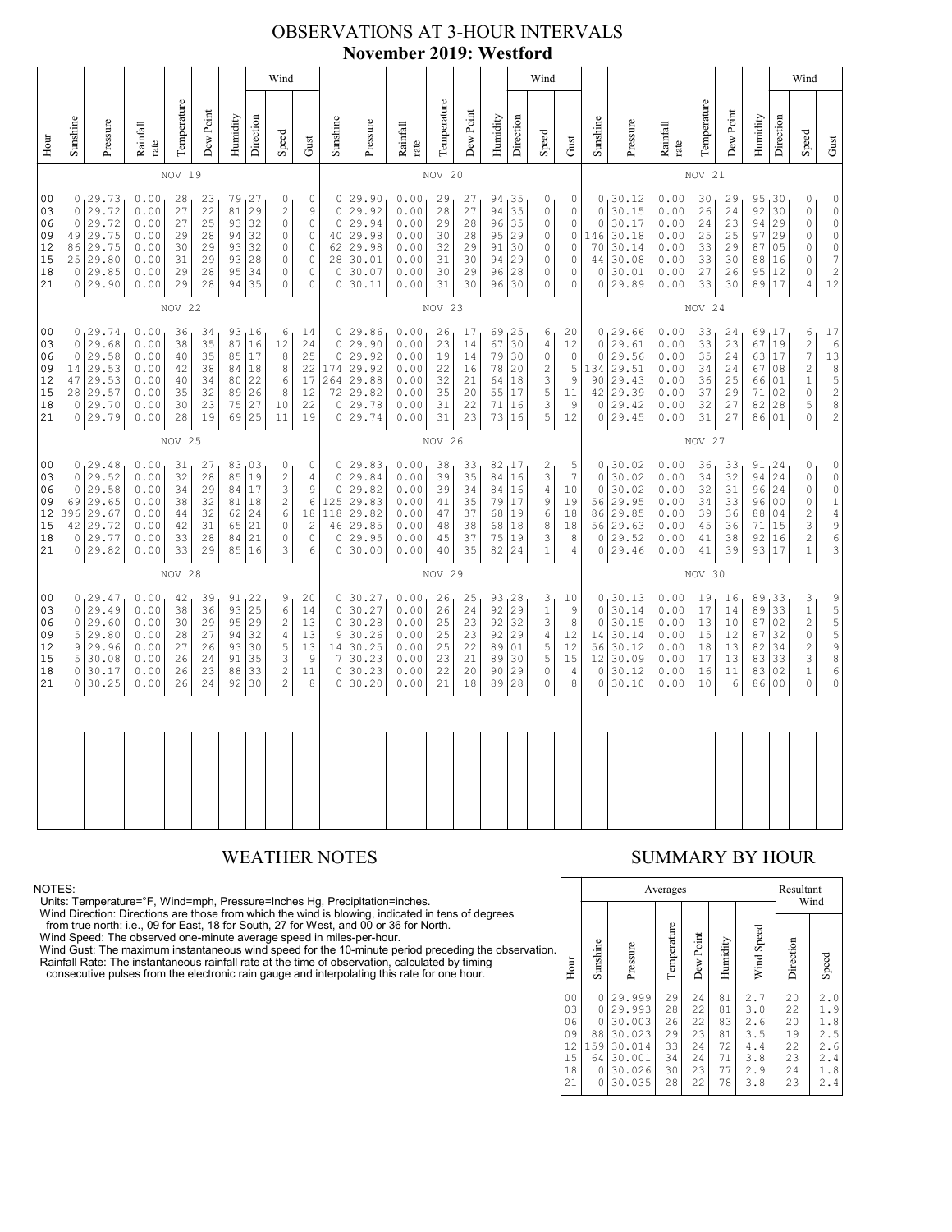# OBSERVATIONS AT 3-HOUR INTERVALS
## November 2019: Westford

### NOV 19

| Hour | Sunshine | Pressure | Rainfall rate | Temperature | Dew Point | Humidity | Wind Direction | Wind Speed | Wind Gust |
|---|---|---|---|---|---|---|---|---|---|
| 00 | 0 | 29.73 | 0.00 | 28 | 23 | 79 | 27 | 0 | 0 |
| 03 | 0 | 29.72 | 0.00 | 27 | 22 | 81 | 29 | 2 | 9 |
| 06 | 0 | 29.72 | 0.00 | 27 | 25 | 93 | 32 | 0 | 0 |
| 09 | 49 | 29.75 | 0.00 | 29 | 28 | 94 | 32 | 0 | 0 |
| 12 | 86 | 29.75 | 0.00 | 30 | 29 | 93 | 32 | 0 | 0 |
| 15 | 25 | 29.80 | 0.00 | 31 | 29 | 93 | 28 | 0 | 0 |
| 18 | 0 | 29.85 | 0.00 | 29 | 28 | 95 | 34 | 0 | 0 |
| 21 | 0 | 29.90 | 0.00 | 29 | 28 | 94 | 35 | 0 | 0 |

### NOV 20

| Hour | Sunshine | Pressure | Rainfall rate | Temperature | Dew Point | Humidity | Wind Direction | Wind Speed | Wind Gust |
|---|---|---|---|---|---|---|---|---|---|
| 00 | 0 | 29.90 | 0.00 | 29 | 27 | 94 | 35 | 0 | 0 |
| 03 | 0 | 29.92 | 0.00 | 28 | 27 | 94 | 35 | 0 | 0 |
| 06 | 0 | 29.94 | 0.00 | 29 | 28 | 96 | 35 | 0 | 0 |
| 09 | 40 | 29.98 | 0.00 | 30 | 28 | 95 | 29 | 0 | 0 |
| 12 | 62 | 29.98 | 0.00 | 32 | 29 | 91 | 30 | 0 | 0 |
| 15 | 28 | 30.01 | 0.00 | 31 | 30 | 94 | 29 | 0 | 0 |
| 18 | 0 | 30.07 | 0.00 | 30 | 29 | 96 | 28 | 0 | 0 |
| 21 | 0 | 30.11 | 0.00 | 31 | 30 | 96 | 30 | 0 | 0 |

### NOV 21

| Hour | Sunshine | Pressure | Rainfall rate | Temperature | Dew Point | Humidity | Wind Direction | Wind Speed | Wind Gust |
|---|---|---|---|---|---|---|---|---|---|
| 00 | 0 | 30.12 | 0.00 | 30 | 29 | 95 | 30 | 0 | 0 |
| 03 | 0 | 30.15 | 0.00 | 26 | 24 | 92 | 30 | 0 | 0 |
| 06 | 0 | 30.17 | 0.00 | 24 | 23 | 94 | 29 | 0 | 0 |
| 09 | 146 | 30.18 | 0.00 | 25 | 25 | 97 | 29 | 0 | 0 |
| 12 | 70 | 30.14 | 0.00 | 33 | 29 | 87 | 05 | 0 | 0 |
| 15 | 44 | 30.08 | 0.00 | 33 | 30 | 88 | 16 | 0 | 7 |
| 18 | 0 | 30.01 | 0.00 | 27 | 26 | 95 | 12 | 0 | 2 |
| 21 | 0 | 29.89 | 0.00 | 33 | 30 | 89 | 17 | 4 | 12 |

### NOV 22

| Hour | Sunshine | Pressure | Rainfall rate | Temperature | Dew Point | Humidity | Wind Direction | Wind Speed | Wind Gust |
|---|---|---|---|---|---|---|---|---|---|
| 00 | 0 | 29.74 | 0.00 | 36 | 34 | 93 | 16 | 6 | 14 |
| 03 | 0 | 29.68 | 0.00 | 38 | 35 | 87 | 16 | 12 | 24 |
| 06 | 0 | 29.58 | 0.00 | 40 | 35 | 85 | 17 | 8 | 25 |
| 09 | 14 | 29.53 | 0.00 | 42 | 38 | 84 | 18 | 8 | 22 |
| 12 | 47 | 29.53 | 0.00 | 40 | 34 | 80 | 22 | 6 | 17 |
| 15 | 28 | 29.57 | 0.00 | 35 | 32 | 89 | 26 | 8 | 12 |
| 18 | 0 | 29.70 | 0.00 | 30 | 23 | 75 | 27 | 10 | 22 |
| 21 | 0 | 29.79 | 0.00 | 28 | 19 | 69 | 25 | 11 | 19 |

### NOV 23

| Hour | Sunshine | Pressure | Rainfall rate | Temperature | Dew Point | Humidity | Wind Direction | Wind Speed | Wind Gust |
|---|---|---|---|---|---|---|---|---|---|
| 00 | 0 | 29.86 | 0.00 | 26 | 17 | 69 | 25 | 6 | 20 |
| 03 | 0 | 29.90 | 0.00 | 23 | 14 | 67 | 30 | 4 | 12 |
| 06 | 0 | 29.92 | 0.00 | 19 | 14 | 79 | 30 | 0 | 0 |
| 09 | 174 | 29.92 | 0.00 | 22 | 16 | 78 | 20 | 2 | 5 |
| 12 | 264 | 29.88 | 0.00 | 32 | 21 | 64 | 18 | 3 | 9 |
| 15 | 72 | 29.82 | 0.00 | 35 | 20 | 55 | 17 | 5 | 11 |
| 18 | 0 | 29.78 | 0.00 | 31 | 22 | 71 | 16 | 3 | 9 |
| 21 | 0 | 29.74 | 0.00 | 31 | 23 | 73 | 16 | 5 | 12 |

### NOV 24

| Hour | Sunshine | Pressure | Rainfall rate | Temperature | Dew Point | Humidity | Wind Direction | Wind Speed | Wind Gust |
|---|---|---|---|---|---|---|---|---|---|
| 00 | 0 | 29.66 | 0.00 | 33 | 24 | 69 | 17 | 6 | 17 |
| 03 | 0 | 29.61 | 0.00 | 33 | 23 | 67 | 19 | 2 | 6 |
| 06 | 0 | 29.56 | 0.00 | 35 | 24 | 63 | 17 | 7 | 13 |
| 09 | 134 | 29.51 | 0.00 | 34 | 24 | 67 | 08 | 2 | 8 |
| 12 | 90 | 29.43 | 0.00 | 36 | 25 | 66 | 01 | 1 | 5 |
| 15 | 42 | 29.39 | 0.00 | 37 | 29 | 71 | 02 | 0 | 2 |
| 18 | 0 | 29.42 | 0.00 | 32 | 27 | 82 | 28 | 5 | 8 |
| 21 | 0 | 29.45 | 0.00 | 31 | 27 | 86 | 01 | 0 | 2 |

### NOV 25

| Hour | Sunshine | Pressure | Rainfall rate | Temperature | Dew Point | Humidity | Wind Direction | Wind Speed | Wind Gust |
|---|---|---|---|---|---|---|---|---|---|
| 00 | 0 | 29.48 | 0.00 | 31 | 27 | 83 | 03 | 0 | 0 |
| 03 | 0 | 29.52 | 0.00 | 32 | 28 | 85 | 19 | 2 | 4 |
| 06 | 0 | 29.58 | 0.00 | 34 | 29 | 84 | 17 | 3 | 9 |
| 09 | 69 | 29.65 | 0.00 | 38 | 32 | 81 | 18 | 2 | 6 |
| 12 | 396 | 29.67 | 0.00 | 44 | 32 | 62 | 24 | 6 | 18 |
| 15 | 42 | 29.72 | 0.00 | 42 | 31 | 65 | 21 | 0 | 2 |
| 18 | 0 | 29.77 | 0.00 | 33 | 28 | 84 | 21 | 0 | 0 |
| 21 | 0 | 29.82 | 0.00 | 33 | 29 | 85 | 16 | 3 | 6 |

### NOV 26

| Hour | Sunshine | Pressure | Rainfall rate | Temperature | Dew Point | Humidity | Wind Direction | Wind Speed | Wind Gust |
|---|---|---|---|---|---|---|---|---|---|
| 00 | 0 | 29.83 | 0.00 | 38 | 33 | 82 | 17 | 2 | 5 |
| 03 | 0 | 29.84 | 0.00 | 39 | 35 | 84 | 16 | 3 | 7 |
| 06 | 0 | 29.82 | 0.00 | 39 | 34 | 84 | 16 | 4 | 10 |
| 09 | 125 | 29.83 | 0.00 | 41 | 35 | 79 | 17 | 9 | 19 |
| 12 | 118 | 29.82 | 0.00 | 47 | 37 | 68 | 19 | 6 | 18 |
| 15 | 46 | 29.85 | 0.00 | 48 | 38 | 68 | 18 | 8 | 18 |
| 18 | 0 | 29.95 | 0.00 | 45 | 37 | 75 | 19 | 3 | 8 |
| 21 | 0 | 30.00 | 0.00 | 40 | 35 | 82 | 24 | 1 | 4 |

### NOV 27

| Hour | Sunshine | Pressure | Rainfall rate | Temperature | Dew Point | Humidity | Wind Direction | Wind Speed | Wind Gust |
|---|---|---|---|---|---|---|---|---|---|
| 00 | 0 | 30.02 | 0.00 | 36 | 33 | 91 | 24 | 0 | 0 |
| 03 | 0 | 30.02 | 0.00 | 34 | 32 | 94 | 24 | 0 | 0 |
| 06 | 0 | 30.02 | 0.00 | 32 | 31 | 96 | 24 | 0 | 0 |
| 09 | 56 | 29.95 | 0.00 | 34 | 33 | 96 | 00 | 0 | 1 |
| 12 | 86 | 29.85 | 0.00 | 39 | 36 | 88 | 04 | 2 | 4 |
| 15 | 56 | 29.63 | 0.00 | 45 | 36 | 71 | 15 | 3 | 9 |
| 18 | 0 | 29.52 | 0.00 | 41 | 38 | 92 | 16 | 2 | 6 |
| 21 | 0 | 29.46 | 0.00 | 41 | 39 | 93 | 17 | 1 | 3 |

### NOV 28

| Hour | Sunshine | Pressure | Rainfall rate | Temperature | Dew Point | Humidity | Wind Direction | Wind Speed | Wind Gust |
|---|---|---|---|---|---|---|---|---|---|
| 00 | 0 | 29.47 | 0.00 | 42 | 39 | 91 | 22 | 9 | 20 |
| 03 | 0 | 29.49 | 0.00 | 38 | 36 | 93 | 25 | 6 | 14 |
| 06 | 0 | 29.60 | 0.00 | 30 | 29 | 95 | 29 | 2 | 13 |
| 09 | 5 | 29.80 | 0.00 | 28 | 27 | 94 | 32 | 4 | 13 |
| 12 | 9 | 29.96 | 0.00 | 27 | 26 | 93 | 30 | 5 | 13 |
| 15 | 5 | 30.08 | 0.00 | 26 | 24 | 91 | 35 | 3 | 9 |
| 18 | 0 | 30.17 | 0.00 | 26 | 23 | 88 | 33 | 2 | 11 |
| 21 | 0 | 30.25 | 0.00 | 26 | 24 | 92 | 30 | 2 | 8 |

### NOV 29

| Hour | Sunshine | Pressure | Rainfall rate | Temperature | Dew Point | Humidity | Wind Direction | Wind Speed | Wind Gust |
|---|---|---|---|---|---|---|---|---|---|
| 00 | 0 | 30.27 | 0.00 | 26 | 25 | 93 | 28 | 3 | 10 |
| 03 | 0 | 30.27 | 0.00 | 26 | 24 | 92 | 29 | 1 | 9 |
| 06 | 0 | 30.28 | 0.00 | 25 | 23 | 92 | 32 | 3 | 8 |
| 09 | 9 | 30.26 | 0.00 | 25 | 23 | 92 | 29 | 4 | 12 |
| 12 | 14 | 30.25 | 0.00 | 25 | 22 | 89 | 01 | 5 | 12 |
| 15 | 7 | 30.23 | 0.00 | 23 | 21 | 89 | 30 | 5 | 15 |
| 18 | 0 | 30.23 | 0.00 | 22 | 20 | 90 | 29 | 0 | 4 |
| 21 | 0 | 30.20 | 0.00 | 21 | 18 | 89 | 28 | 0 | 8 |

### NOV 30

| Hour | Sunshine | Pressure | Rainfall rate | Temperature | Dew Point | Humidity | Wind Direction | Wind Speed | Wind Gust |
|---|---|---|---|---|---|---|---|---|---|
| 00 | 0 | 30.13 | 0.00 | 19 | 16 | 89 | 33 | 3 | 9 |
| 03 | 0 | 30.14 | 0.00 | 17 | 14 | 89 | 33 | 1 | 5 |
| 06 | 0 | 30.15 | 0.00 | 13 | 10 | 87 | 02 | 2 | 5 |
| 09 | 14 | 30.14 | 0.00 | 15 | 12 | 87 | 32 | 0 | 5 |
| 12 | 56 | 30.12 | 0.00 | 18 | 13 | 82 | 34 | 2 | 9 |
| 15 | 12 | 30.09 | 0.00 | 17 | 13 | 83 | 33 | 3 | 8 |
| 18 | 0 | 30.12 | 0.00 | 16 | 11 | 83 | 02 | 1 | 6 |
| 21 | 0 | 30.10 | 0.00 | 10 | 6 | 86 | 00 | 0 | 0 |

## WEATHER NOTES

NOTES:
Units: Temperature=°F, Wind=mph, Pressure=Inches Hg, Precipitation=inches.
Wind Direction: Directions are those from which the wind is blowing, indicated in tens of degrees from true north: i.e., 09 for East, 18 for South, 27 for West, and 00 or 36 for North.
Wind Speed: The observed one-minute average speed in miles-per-hour.
Wind Gust: The maximum instantaneous wind speed for the 10-minute period preceding the observation.
Rainfall Rate: The instantaneous rainfall rate at the time of observation, calculated by timing consecutive pulses from the electronic rain gauge and interpolating this rate for one hour.

## SUMMARY BY HOUR

| Hour | Averages Sunshine | Averages Pressure | Averages Temperature | Averages Dew Point | Averages Humidity | Averages Wind Speed | Resultant Wind Direction | Resultant Wind Speed |
|---|---|---|---|---|---|---|---|---|
| 00 | 0 | 29.999 | 29 | 24 | 81 | 2.7 | 20 | 2.0 |
| 03 | 0 | 29.993 | 28 | 22 | 81 | 3.0 | 22 | 1.9 |
| 06 | 0 | 30.003 | 26 | 22 | 83 | 2.6 | 20 | 1.8 |
| 09 | 88 | 30.023 | 29 | 23 | 81 | 3.5 | 19 | 2.5 |
| 12 | 159 | 30.014 | 33 | 24 | 72 | 4.4 | 22 | 2.6 |
| 15 | 64 | 30.001 | 34 | 24 | 71 | 3.8 | 23 | 2.4 |
| 18 | 0 | 30.026 | 30 | 23 | 77 | 2.9 | 24 | 1.8 |
| 21 | 0 | 30.035 | 28 | 22 | 78 | 3.8 | 23 | 2.4 |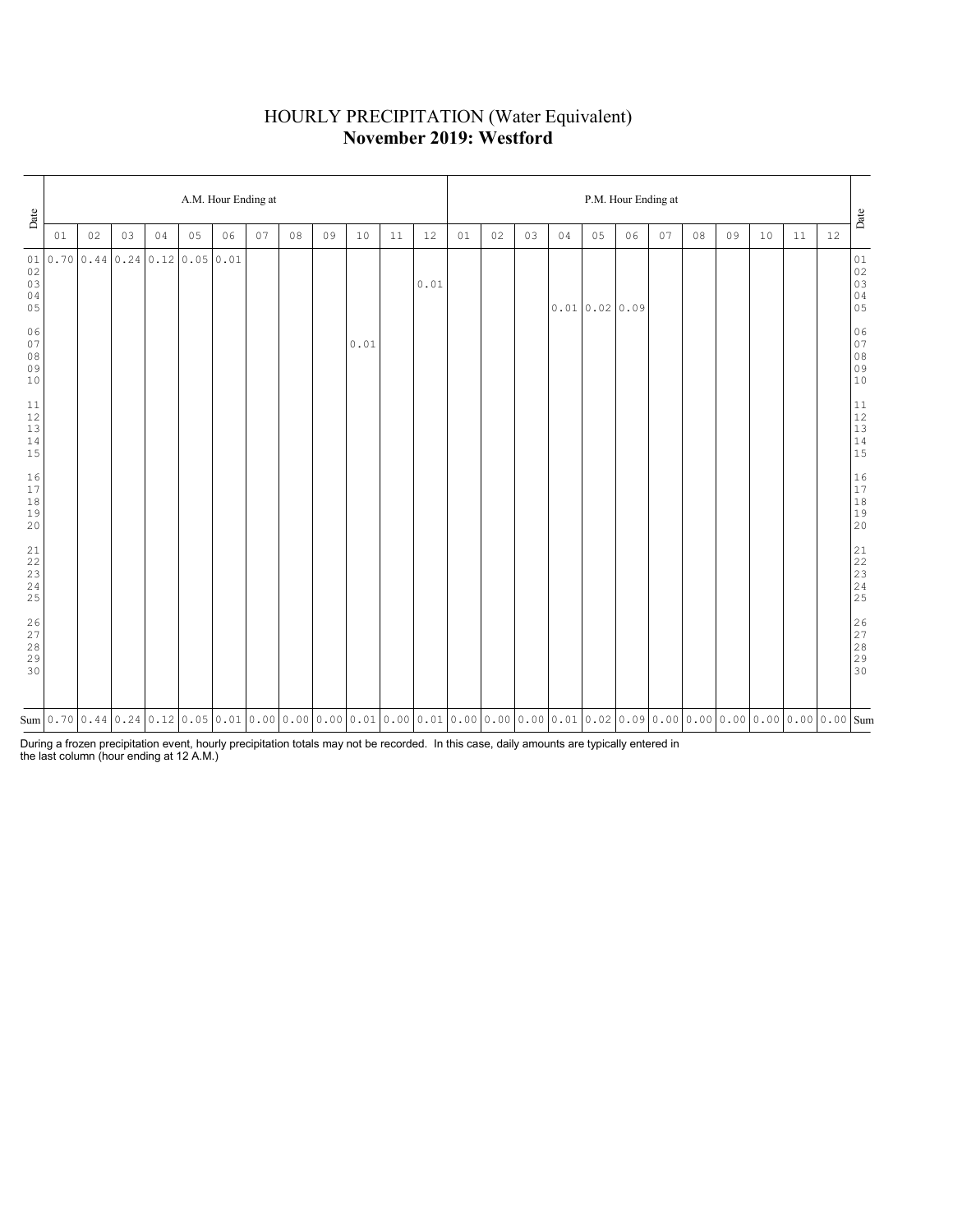# HOURLY PRECIPITATION (Water Equivalent)
## **November 2019: Westford**

| Date | A.M. Hour Ending at | | | | | | | | | | | | P.M. Hour Ending at | | | | | | | | | | | | Date |
|---|---|---|---|---|---|---|---|---|---|---|---|---|---|---|---|---|---|---|---|---|---|---|---|---|---|
| | 01 | 02 | 03 | 04 | 05 | 06 | 07 | 08 | 09 | 10 | 11 | 12 | 01 | 02 | 03 | 04 | 05 | 06 | 07 | 08 | 09 | 10 | 11 | 12 | |
| 01 | 0.70 | 0.44 | 0.24 | 0.12 | 0.05 | 0.01 | | | | | | | | | | | | | | | | | | | 01 |
| 02 | | | | | | | | | | | | | | | | | | | | | | | | | 02 |
| 03 | | | | | | | | | | | | 0.01 | | | | | | | | | | | | | 03 |
| 04 | | | | | | | | | | | | | | | | | | | | | | | | | 04 |
| 05 | | | | | | | | | | | | | | | | 0.01 | 0.02 | 0.09 | | | | | | | 05 |
| 06 | | | | | | | | | | | | | | | | | | | | | | | | | 06 |
| 07 | | | | | | | | | | 0.01 | | | | | | | | | | | | | | | 07 |
| 08 | | | | | | | | | | | | | | | | | | | | | | | | | 08 |
| 09 | | | | | | | | | | | | | | | | | | | | | | | | | 09 |
| 10 | | | | | | | | | | | | | | | | | | | | | | | | | 10 |
| 11 | | | | | | | | | | | | | | | | | | | | | | | | | 11 |
| 12 | | | | | | | | | | | | | | | | | | | | | | | | | 12 |
| 13 | | | | | | | | | | | | | | | | | | | | | | | | | 13 |
| 14 | | | | | | | | | | | | | | | | | | | | | | | | | 14 |
| 15 | | | | | | | | | | | | | | | | | | | | | | | | | 15 |
| 16 | | | | | | | | | | | | | | | | | | | | | | | | | 16 |
| 17 | | | | | | | | | | | | | | | | | | | | | | | | | 17 |
| 18 | | | | | | | | | | | | | | | | | | | | | | | | | 18 |
| 19 | | | | | | | | | | | | | | | | | | | | | | | | | 19 |
| 20 | | | | | | | | | | | | | | | | | | | | | | | | | 20 |
| 21 | | | | | | | | | | | | | | | | | | | | | | | | | 21 |
| 22 | | | | | | | | | | | | | | | | | | | | | | | | | 22 |
| 23 | | | | | | | | | | | | | | | | | | | | | | | | | 23 |
| 24 | | | | | | | | | | | | | | | | | | | | | | | | | 24 |
| 25 | | | | | | | | | | | | | | | | | | | | | | | | | 25 |
| 26 | | | | | | | | | | | | | | | | | | | | | | | | | 26 |
| 27 | | | | | | | | | | | | | | | | | | | | | | | | | 27 |
| 28 | | | | | | | | | | | | | | | | | | | | | | | | | 28 |
| 29 | | | | | | | | | | | | | | | | | | | | | | | | | 29 |
| 30 | | | | | | | | | | | | | | | | | | | | | | | | | 30 |
| Sum | 0.70 | 0.44 | 0.24 | 0.12 | 0.05 | 0.01 | 0.00 | 0.00 | 0.00 | 0.01 | 0.00 | 0.01 | 0.00 | 0.00 | 0.00 | 0.01 | 0.02 | 0.09 | 0.00 | 0.00 | 0.00 | 0.00 | 0.00 | 0.00 | Sum |

During a frozen precipitation event, hourly precipitation totals may not be recorded. In this case, daily amounts are typically entered in the last column (hour ending at 12 A.M.)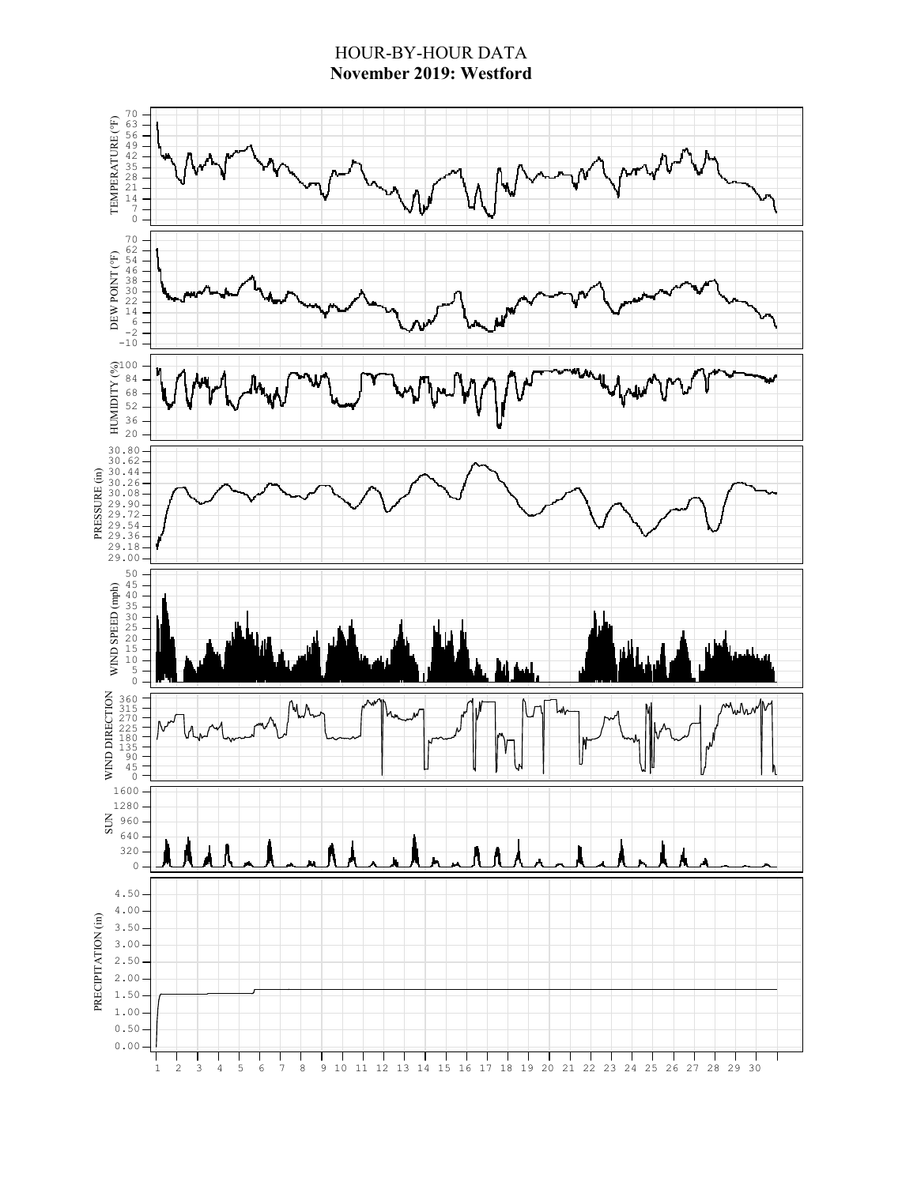# HOUR-BY-HOUR DATA

## November 2019: Westford

TEMPERATURE (°F): 70, 63, 56, 49, 42, 35, 28, 21, 14, 7, 0

DEW POINT (°F): 70, 62, 54, 46, 38, 30, 22, 14, 6, −2, −10

HUMIDITY (%): 100, 84, 68, 52, 36, 20

PRESSURE (in): 30.80, 30.62, 30.44, 30.26, 30.08, 29.90, 29.72, 29.54, 29.36, 29.18, 29.00

WIND SPEED (mph): 50, 45, 40, 35, 30, 25, 20, 15, 10, 5, 0

WIND DIRECTION: 360, 315, 270, 225, 180, 135, 90, 45, 0

SUN: 1600, 1280, 960, 640, 320, 0

PRECIPITATION (in): 4.50, 4.00, 3.50, 3.00, 2.50, 2.00, 1.50, 1.00, 0.50, 0.00

1 2 3 4 5 6 7 8 9 10 11 12 13 14 15 16 17 18 19 20 21 22 23 24 25 26 27 28 29 30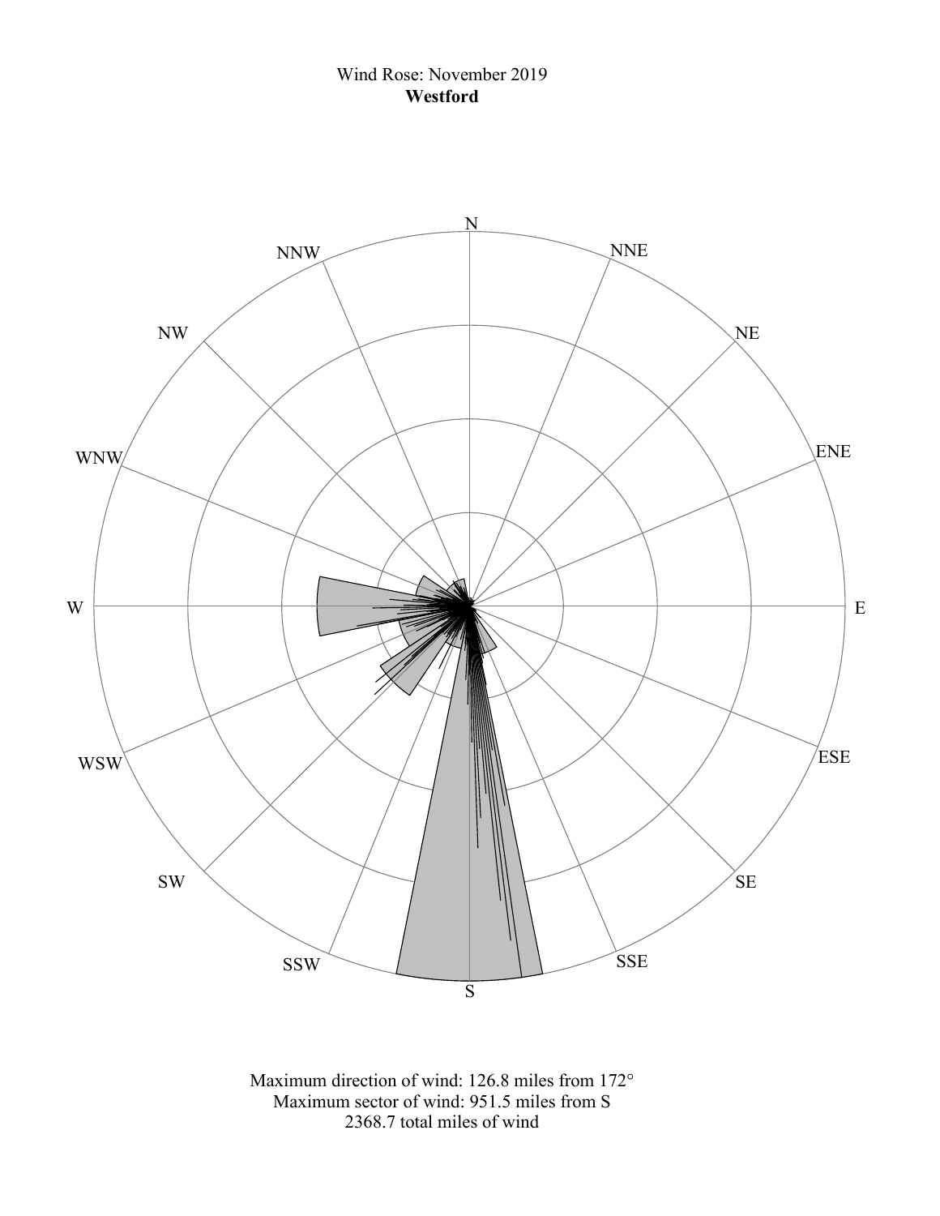Wind Rose: November 2019

**Westford**

N

NNE

NE

ENE

E

ESE

SE

SSE

S

SSW

SW

WSW

W

WNW

NW

NNW

Maximum direction of wind: 126.8 miles from 172°

Maximum sector of wind: 951.5 miles from S

2368.7 total miles of wind